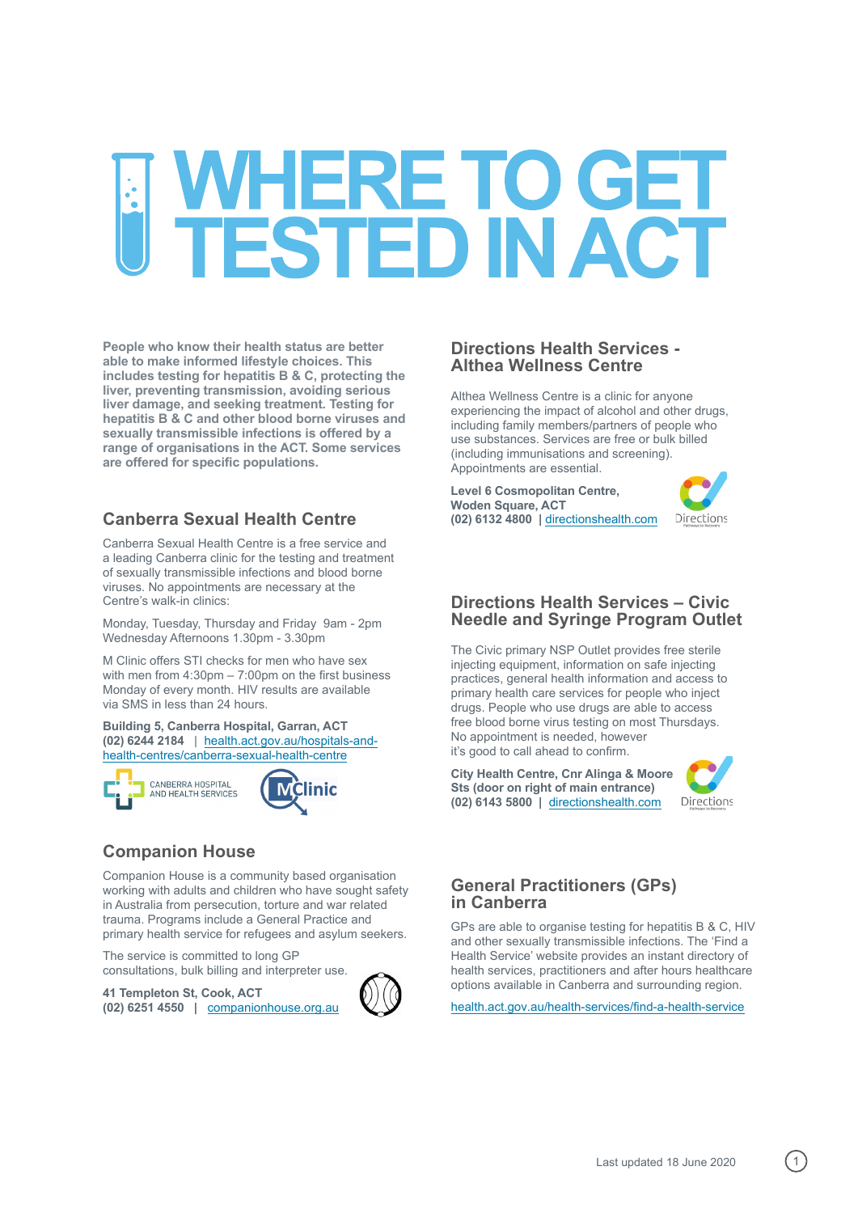# WHERE TO GET TESTED IN ACT

**People who know their health status are better able to make informed lifestyle choices. This includes testing for hepatitis B & C, protecting the liver, preventing transmission, avoiding serious liver damage, and seeking treatment. Testing for hepatitis B & C and other blood borne viruses and sexually transmissible infections is offered by a range of organisations in the ACT. Some services are offered for specific populations.**

## Canberra Sexual Health Centre

Canberra Sexual Health Centre is a free service and a leading Canberra clinic for the testing and treatment of sexually transmissible infections and blood borne viruses. No appointments are necessary at the Centre's walk-in clinics:

Monday, Tuesday, Thursday and Friday 9am - 2pm
Wednesday Afternoons 1.30pm - 3.30pm

M Clinic offers STI checks for men who have sex with men from 4:30pm – 7:00pm on the first business Monday of every month. HIV results are available via SMS in less than 24 hours.

**Building 5, Canberra Hospital, Garran, ACT**
**(02) 6244 2184** | health.act.gov.au/hospitals-and-health-centres/canberra-sexual-health-centre

CANBERRA HOSPITAL AND HEALTH SERVICES

MClinic

## Companion House

Companion House is a community based organisation working with adults and children who have sought safety in Australia from persecution, torture and war related trauma. Programs include a General Practice and primary health service for refugees and asylum seekers.

The service is committed to long GP consultations, bulk billing and interpreter use.

**41 Templeton St, Cook, ACT**
**(02) 6251 4550** | companionhouse.org.au

## Directions Health Services - Althea Wellness Centre

Althea Wellness Centre is a clinic for anyone experiencing the impact of alcohol and other drugs, including family members/partners of people who use substances. Services are free or bulk billed (including immunisations and screening). Appointments are essential.

**Level 6 Cosmopolitan Centre, Woden Square, ACT**
**(02) 6132 4800** | directionshealth.com

## Directions Health Services – Civic Needle and Syringe Program Outlet

The Civic primary NSP Outlet provides free sterile injecting equipment, information on safe injecting practices, general health information and access to primary health care services for people who inject drugs. People who use drugs are able to access free blood borne virus testing on most Thursdays. No appointment is needed, however it's good to call ahead to confirm.

**City Health Centre, Cnr Alinga & Moore Sts (door on right of main entrance)**
**(02) 6143 5800** | directionshealth.com

## General Practitioners (GPs) in Canberra

GPs are able to organise testing for hepatitis B & C, HIV and other sexually transmissible infections. The 'Find a Health Service' website provides an instant directory of health services, practitioners and after hours healthcare options available in Canberra and surrounding region.

health.act.gov.au/health-services/find-a-health-service

Last updated 18 June 2020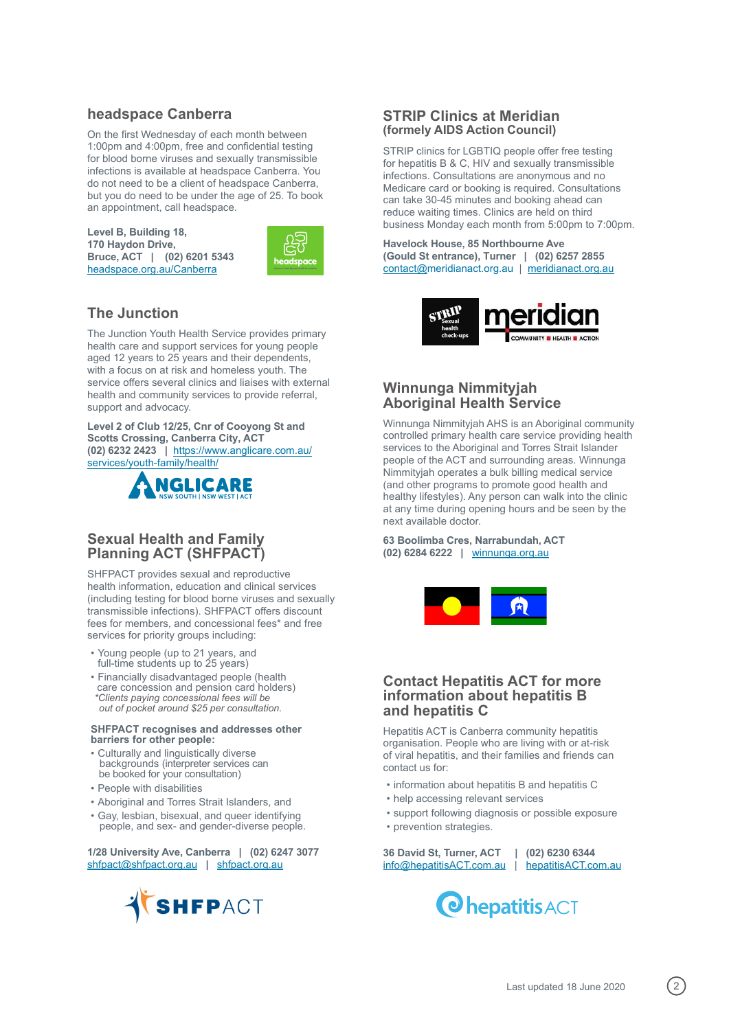## headspace Canberra

On the first Wednesday of each month between 1:00pm and 4:00pm, free and confidential testing for blood borne viruses and sexually transmissible infections is available at headspace Canberra. You do not need to be a client of headspace Canberra, but you do need to be under the age of 25. To book an appointment, call headspace.

**Level B, Building 18,**
**170 Haydon Drive,**
**Bruce, ACT | (02) 6201 5343**
headspace.org.au/Canberra

## The Junction

The Junction Youth Health Service provides primary health care and support services for young people aged 12 years to 25 years and their dependents, with a focus on at risk and homeless youth. The service offers several clinics and liaises with external health and community services to provide referral, support and advocacy.

**Level 2 of Club 12/25, Cnr of Cooyong St and Scotts Crossing, Canberra City, ACT**
**(02) 6232 2423** | https://www.anglicare.com.au/services/youth-family/health/

## Sexual Health and Family Planning ACT (SHFPACT)

SHFPACT provides sexual and reproductive health information, education and clinical services (including testing for blood borne viruses and sexually transmissible infections). SHFPACT offers discount fees for members, and concessional fees* and free services for priority groups including:

- Young people (up to 21 years, and full-time students up to 25 years)
- Financially disadvantaged people (health care concession and pension card holders)

*\*Clients paying concessional fees will be out of pocket around $25 per consultation.*

**SHFPACT recognises and addresses other barriers for other people:**

- Culturally and linguistically diverse backgrounds (interpreter services can be booked for your consultation)
- People with disabilities
- Aboriginal and Torres Strait Islanders, and
- Gay, lesbian, bisexual, and queer identifying people, and sex- and gender-diverse people.

**1/28 University Ave, Canberra | (02) 6247 3077**
shfpact@shfpact.org.au | shfpact.org.au

## STRIP Clinics at Meridian
### (formely AIDS Action Council)

STRIP clinics for LGBTIQ people offer free testing for hepatitis B & C, HIV and sexually transmissible infections. Consultations are anonymous and no Medicare card or booking is required. Consultations can take 30-45 minutes and booking ahead can reduce waiting times. Clinics are held on third business Monday each month from 5:00pm to 7:00pm.

**Havelock House, 85 Northbourne Ave**
**(Gould St entrance), Turner | (02) 6257 2855**
contact@meridianact.org.au | meridianact.org.au

## Winnunga Nimmityjah Aboriginal Health Service

Winnunga Nimmityjah AHS is an Aboriginal community controlled primary health care service providing health services to the Aboriginal and Torres Strait Islander people of the ACT and surrounding areas. Winnunga Nimmityjah operates a bulk billing medical service (and other programs to promote good health and healthy lifestyles). Any person can walk into the clinic at any time during opening hours and be seen by the next available doctor.

**63 Boolimba Cres, Narrabundah, ACT**
**(02) 6284 6222** | winnunga.org.au

## Contact Hepatitis ACT for more information about hepatitis B and hepatitis C

Hepatitis ACT is Canberra community hepatitis organisation. People who are living with or at-risk of viral hepatitis, and their families and friends can contact us for:

- information about hepatitis B and hepatitis C
- help accessing relevant services
- support following diagnosis or possible exposure
- prevention strategies.

**36 David St, Turner, ACT | (02) 6230 6344**
info@hepatitisACT.com.au | hepatitisACT.com.au

Last updated 18 June 2020